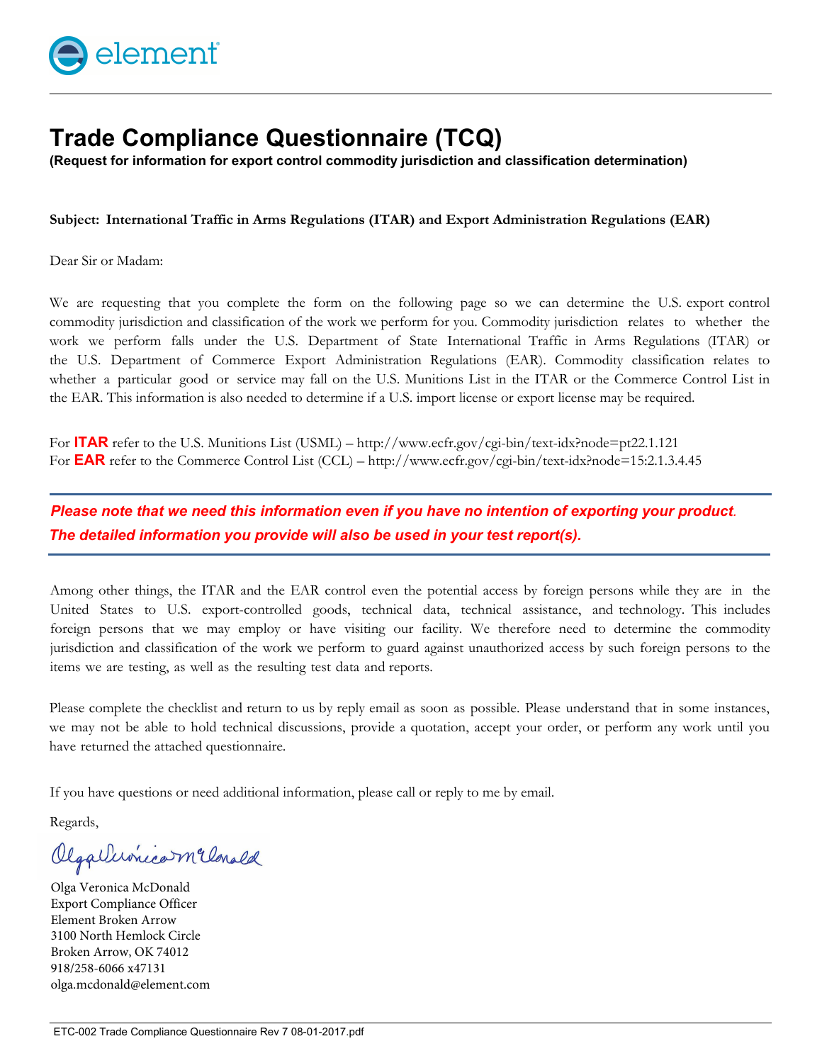# Trade Compliance Questionnaire (TCQ)

**(Request for information for export control commodity jurisdiction and classification determination)**

**Subject: International Traffic in Arms Regulations (ITAR) and Export Administration Regulations (EAR)**

Dear Sir or Madam:

We are requesting that you complete the form on the following page so we can determine the U.S. export control commodity jurisdiction and classification of the work we perform for you. Commodity jurisdiction relates to whether the work we perform falls under the U.S. Department of State International Traffic in Arms Regulations (ITAR) or the U.S. Department of Commerce Export Administration Regulations (EAR). Commodity classification relates to whether a particular good or service may fall on the U.S. Munitions List in the ITAR or the Commerce Control List in the EAR. This information is also needed to determine if a U.S. import license or export license may be required.

For **ITAR** refer to the U.S. Munitions List (USML) – http://www.ecfr.gov/cgi-bin/text-idx?node=pt22.1.121
For **EAR** refer to the Commerce Control List (CCL) – http://www.ecfr.gov/cgi-bin/text-idx?node=15:2.1.3.4.45

***Please note that we need this information even if you have no intention of exporting your product.***
***The detailed information you provide will also be used in your test report(s).***

Among other things, the ITAR and the EAR control even the potential access by foreign persons while they are in the United States to U.S. export-controlled goods, technical data, technical assistance, and technology. This includes foreign persons that we may employ or have visiting our facility. We therefore need to determine the commodity jurisdiction and classification of the work we perform to guard against unauthorized access by such foreign persons to the items we are testing, as well as the resulting test data and reports.

Please complete the checklist and return to us by reply email as soon as possible. Please understand that in some instances, we may not be able to hold technical discussions, provide a quotation, accept your order, or perform any work until you have returned the attached questionnaire.

If you have questions or need additional information, please call or reply to me by email.

Regards,

Olga Veronica McDonald
Export Compliance Officer
Element Broken Arrow
3100 North Hemlock Circle
Broken Arrow, OK 74012
918/258-6066 x47131
olga.mcdonald@element.com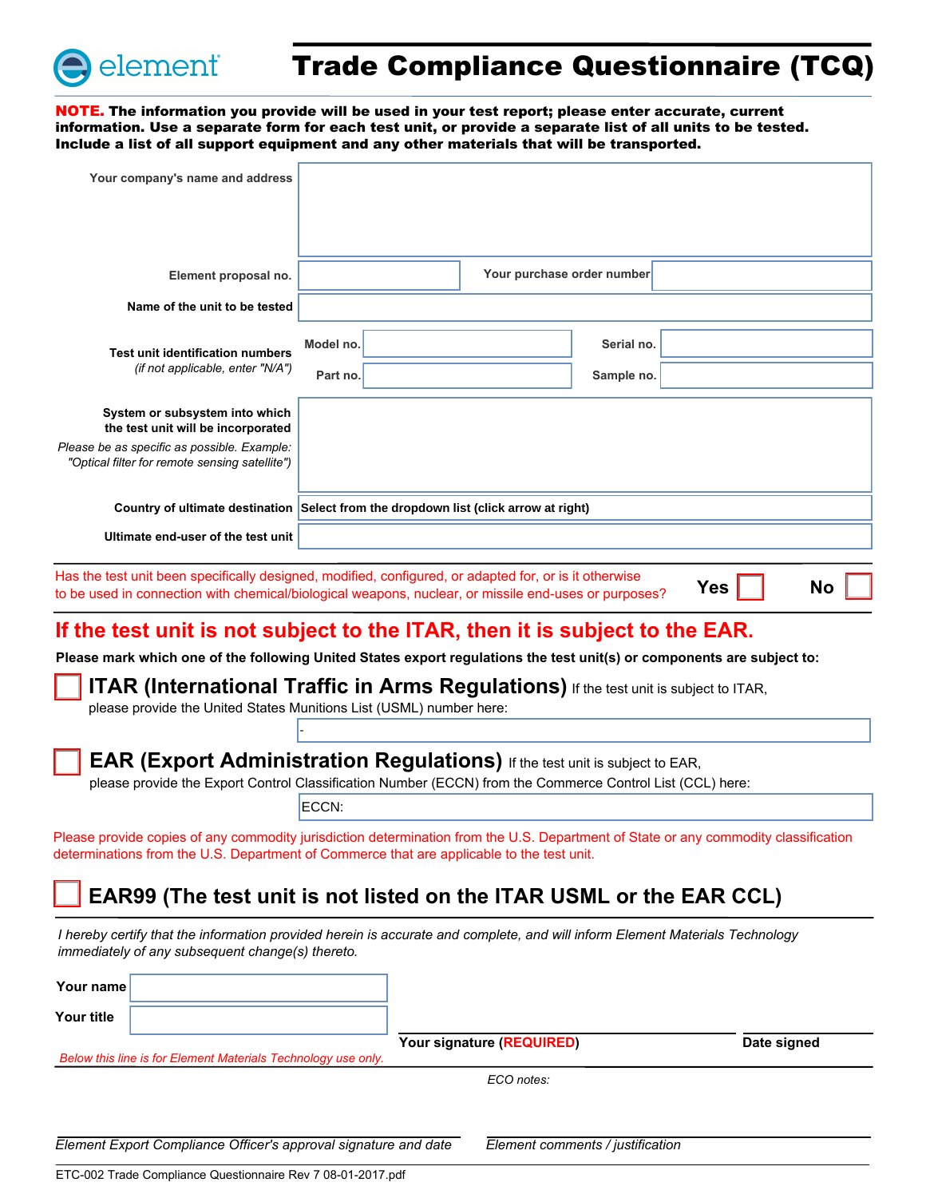# Trade Compliance Questionnaire (TCQ)

element

**NOTE. The information you provide will be used in your test report; please enter accurate, current information. Use a separate form for each test unit, or provide a separate list of all units to be tested. Include a list of all support equipment and any other materials that will be transported.**

Your company's name and address

Element proposal no. | Your purchase order number

**Name of the unit to be tested**

**Test unit identification numbers**
*(if not applicable, enter "N/A")*

Model no. | Serial no.

Part no. | Sample no.

**System or subsystem into which the test unit will be incorporated**
*Please be as specific as possible. Example: "Optical filter for remote sensing satellite")*

**Country of ultimate destination** Select from the dropdown list (click arrow at right)

**Ultimate end-user of the test unit**

Has the test unit been specifically designed, modified, configured, or adapted for, or is it otherwise to be used in connection with chemical/biological weapons, nuclear, or missile end-uses or purposes? **Yes** ☐ **No** ☐

## If the test unit is not subject to the ITAR, then it is subject to the EAR.

**Please mark which one of the following United States export regulations the test unit(s) or components are subject to:**

☐ **ITAR (International Traffic in Arms Regulations)** If the test unit is subject to ITAR, please provide the United States Munitions List (USML) number here:

-

☐ **EAR (Export Administration Regulations)** If the test unit is subject to EAR, please provide the Export Control Classification Number (ECCN) from the Commerce Control List (CCL) here:

ECCN:

Please provide copies of any commodity jurisdiction determination from the U.S. Department of State or any commodity classification determinations from the U.S. Department of Commerce that are applicable to the test unit.

☐ **EAR99 (The test unit is not listed on the ITAR USML or the EAR CCL)**

*I hereby certify that the information provided herein is accurate and complete, and will inform Element Materials Technology immediately of any subsequent change(s) thereto.*

**Your name**

**Your title**

**Your signature (REQUIRED)** | **Date signed**

*Below this line is for Element Materials Technology use only.*

*ECO notes:*

*Element Export Compliance Officer's approval signature and date* | *Element comments / justification*

ETC-002 Trade Compliance Questionnaire Rev 7 08-01-2017.pdf